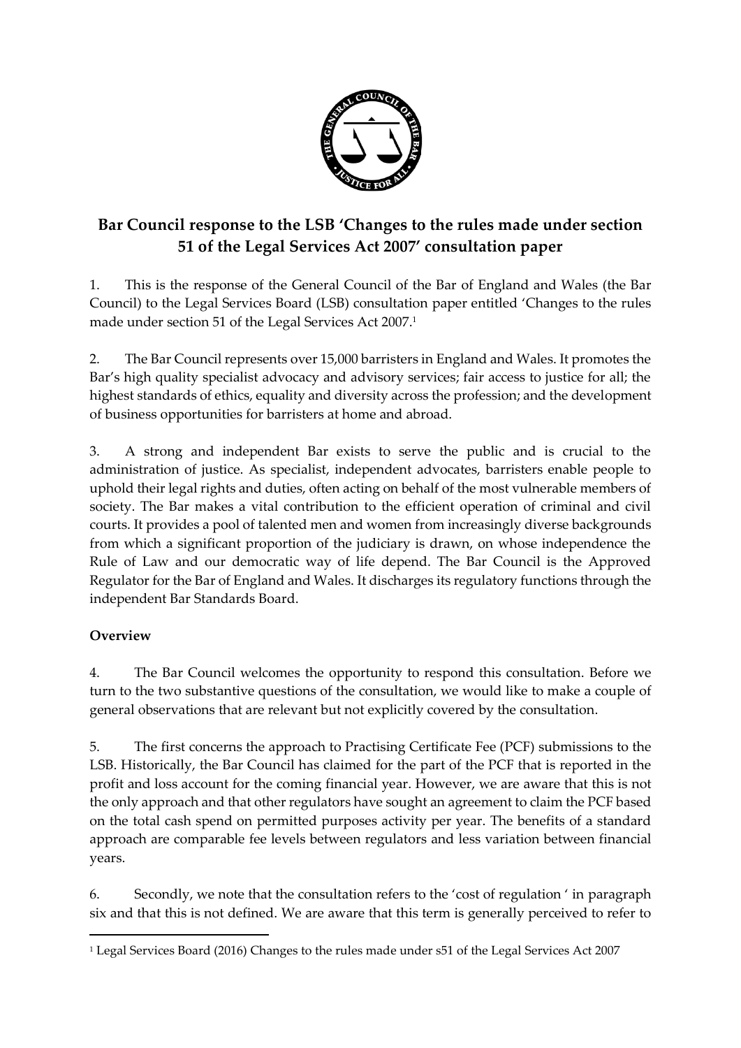# Bar Council response to the LSB 'Changes to the rules made under section 51 of the Legal Services Act 2007' consultation paper

1. This is the response of the General Council of the Bar of England and Wales (the Bar Council) to the Legal Services Board (LSB) consultation paper entitled 'Changes to the rules made under section 51 of the Legal Services Act 2007.[1]

2. The Bar Council represents over 15,000 barristers in England and Wales. It promotes the Bar's high quality specialist advocacy and advisory services; fair access to justice for all; the highest standards of ethics, equality and diversity across the profession; and the development of business opportunities for barristers at home and abroad.

3. A strong and independent Bar exists to serve the public and is crucial to the administration of justice. As specialist, independent advocates, barristers enable people to uphold their legal rights and duties, often acting on behalf of the most vulnerable members of society. The Bar makes a vital contribution to the efficient operation of criminal and civil courts. It provides a pool of talented men and women from increasingly diverse backgrounds from which a significant proportion of the judiciary is drawn, on whose independence the Rule of Law and our democratic way of life depend. The Bar Council is the Approved Regulator for the Bar of England and Wales. It discharges its regulatory functions through the independent Bar Standards Board.

**Overview**

4. The Bar Council welcomes the opportunity to respond this consultation. Before we turn to the two substantive questions of the consultation, we would like to make a couple of general observations that are relevant but not explicitly covered by the consultation.

5. The first concerns the approach to Practising Certificate Fee (PCF) submissions to the LSB. Historically, the Bar Council has claimed for the part of the PCF that is reported in the profit and loss account for the coming financial year. However, we are aware that this is not the only approach and that other regulators have sought an agreement to claim the PCF based on the total cash spend on permitted purposes activity per year. The benefits of a standard approach are comparable fee levels between regulators and less variation between financial years.

6. Secondly, we note that the consultation refers to the 'cost of regulation ' in paragraph six and that this is not defined. We are aware that this term is generally perceived to refer to

[1] Legal Services Board (2016) Changes to the rules made under s51 of the Legal Services Act 2007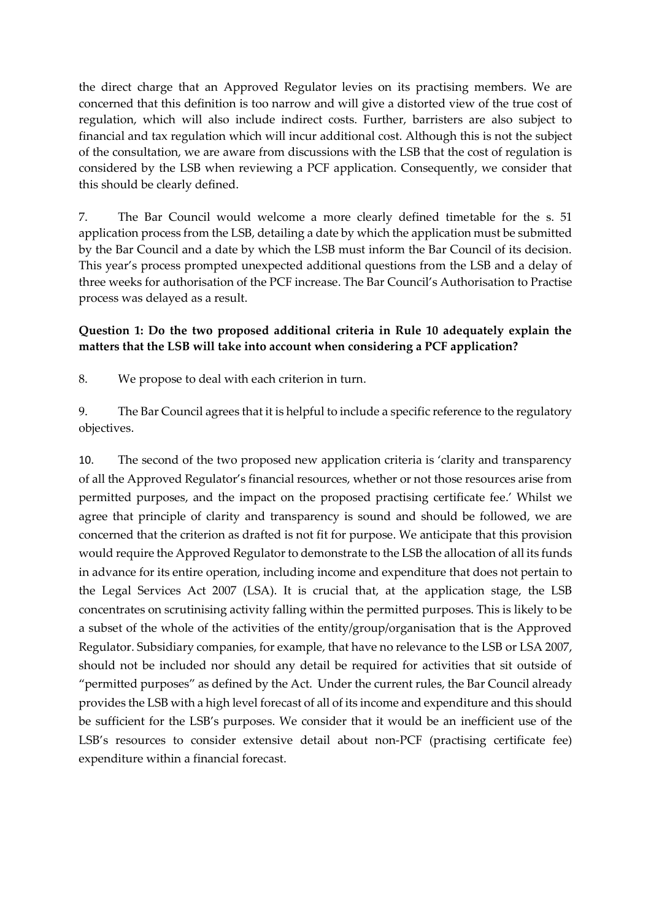the direct charge that an Approved Regulator levies on its practising members. We are concerned that this definition is too narrow and will give a distorted view of the true cost of regulation, which will also include indirect costs. Further, barristers are also subject to financial and tax regulation which will incur additional cost. Although this is not the subject of the consultation, we are aware from discussions with the LSB that the cost of regulation is considered by the LSB when reviewing a PCF application. Consequently, we consider that this should be clearly defined.

7. The Bar Council would welcome a more clearly defined timetable for the s. 51 application process from the LSB, detailing a date by which the application must be submitted by the Bar Council and a date by which the LSB must inform the Bar Council of its decision. This year's process prompted unexpected additional questions from the LSB and a delay of three weeks for authorisation of the PCF increase. The Bar Council's Authorisation to Practise process was delayed as a result.

**Question 1: Do the two proposed additional criteria in Rule 10 adequately explain the matters that the LSB will take into account when considering a PCF application?**

8. We propose to deal with each criterion in turn.

9. The Bar Council agrees that it is helpful to include a specific reference to the regulatory objectives.

10. The second of the two proposed new application criteria is 'clarity and transparency of all the Approved Regulator's financial resources, whether or not those resources arise from permitted purposes, and the impact on the proposed practising certificate fee.' Whilst we agree that principle of clarity and transparency is sound and should be followed, we are concerned that the criterion as drafted is not fit for purpose. We anticipate that this provision would require the Approved Regulator to demonstrate to the LSB the allocation of all its funds in advance for its entire operation, including income and expenditure that does not pertain to the Legal Services Act 2007 (LSA). It is crucial that, at the application stage, the LSB concentrates on scrutinising activity falling within the permitted purposes. This is likely to be a subset of the whole of the activities of the entity/group/organisation that is the Approved Regulator. Subsidiary companies, for example, that have no relevance to the LSB or LSA 2007, should not be included nor should any detail be required for activities that sit outside of "permitted purposes" as defined by the Act. Under the current rules, the Bar Council already provides the LSB with a high level forecast of all of its income and expenditure and this should be sufficient for the LSB's purposes. We consider that it would be an inefficient use of the LSB's resources to consider extensive detail about non-PCF (practising certificate fee) expenditure within a financial forecast.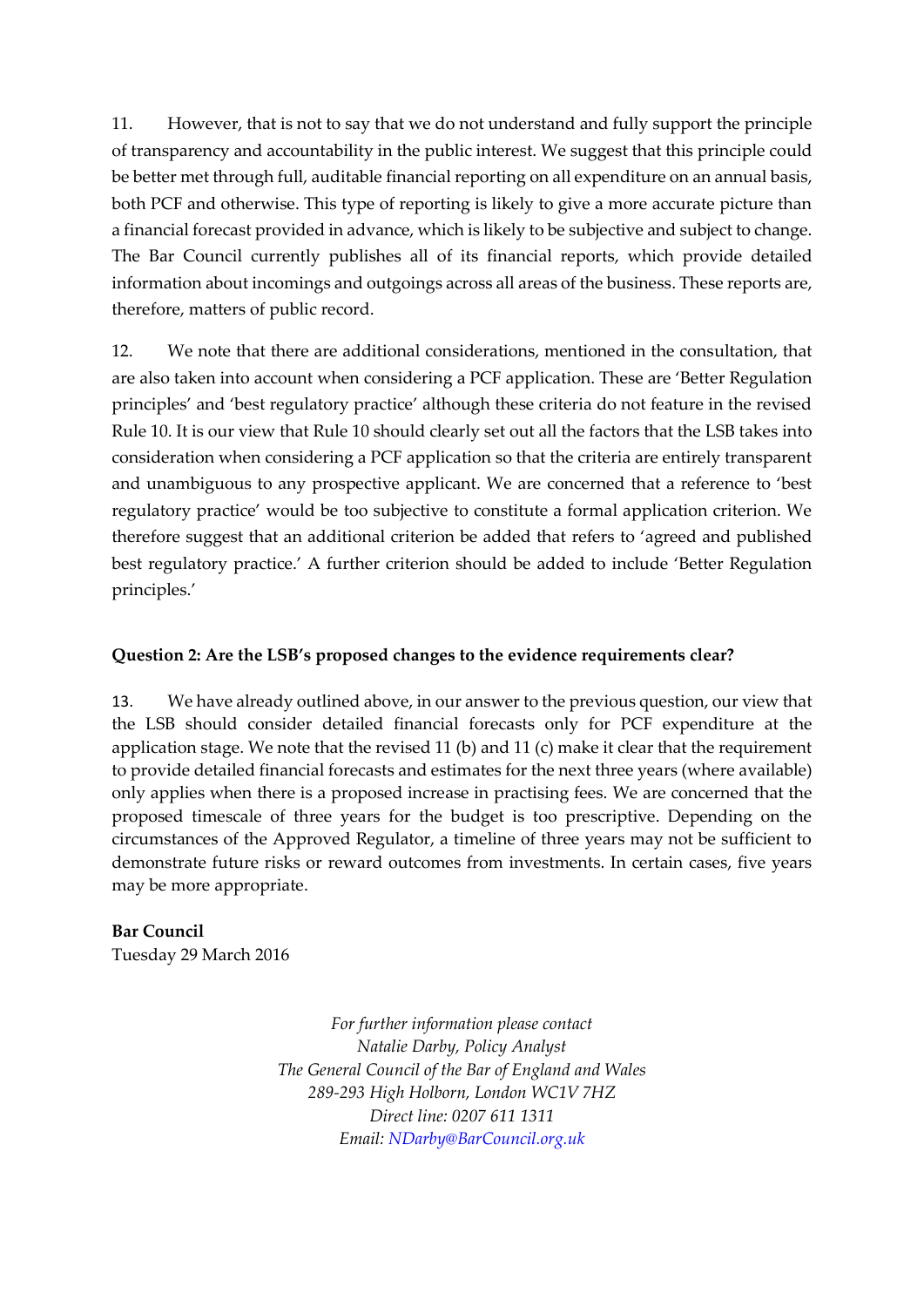11. However, that is not to say that we do not understand and fully support the principle of transparency and accountability in the public interest. We suggest that this principle could be better met through full, auditable financial reporting on all expenditure on an annual basis, both PCF and otherwise. This type of reporting is likely to give a more accurate picture than a financial forecast provided in advance, which is likely to be subjective and subject to change. The Bar Council currently publishes all of its financial reports, which provide detailed information about incomings and outgoings across all areas of the business. These reports are, therefore, matters of public record.

12. We note that there are additional considerations, mentioned in the consultation, that are also taken into account when considering a PCF application. These are 'Better Regulation principles' and 'best regulatory practice' although these criteria do not feature in the revised Rule 10. It is our view that Rule 10 should clearly set out all the factors that the LSB takes into consideration when considering a PCF application so that the criteria are entirely transparent and unambiguous to any prospective applicant. We are concerned that a reference to 'best regulatory practice' would be too subjective to constitute a formal application criterion. We therefore suggest that an additional criterion be added that refers to 'agreed and published best regulatory practice.' A further criterion should be added to include 'Better Regulation principles.'

**Question 2: Are the LSB's proposed changes to the evidence requirements clear?**

13. We have already outlined above, in our answer to the previous question, our view that the LSB should consider detailed financial forecasts only for PCF expenditure at the application stage. We note that the revised 11 (b) and 11 (c) make it clear that the requirement to provide detailed financial forecasts and estimates for the next three years (where available) only applies when there is a proposed increase in practising fees. We are concerned that the proposed timescale of three years for the budget is too prescriptive. Depending on the circumstances of the Approved Regulator, a timeline of three years may not be sufficient to demonstrate future risks or reward outcomes from investments. In certain cases, five years may be more appropriate.

**Bar Council**
Tuesday 29 March 2016

*For further information please contact*
*Natalie Darby, Policy Analyst*
*The General Council of the Bar of England and Wales*
*289-293 High Holborn, London WC1V 7HZ*
*Direct line: 0207 611 1311*
*Email: NDarby@BarCouncil.org.uk*